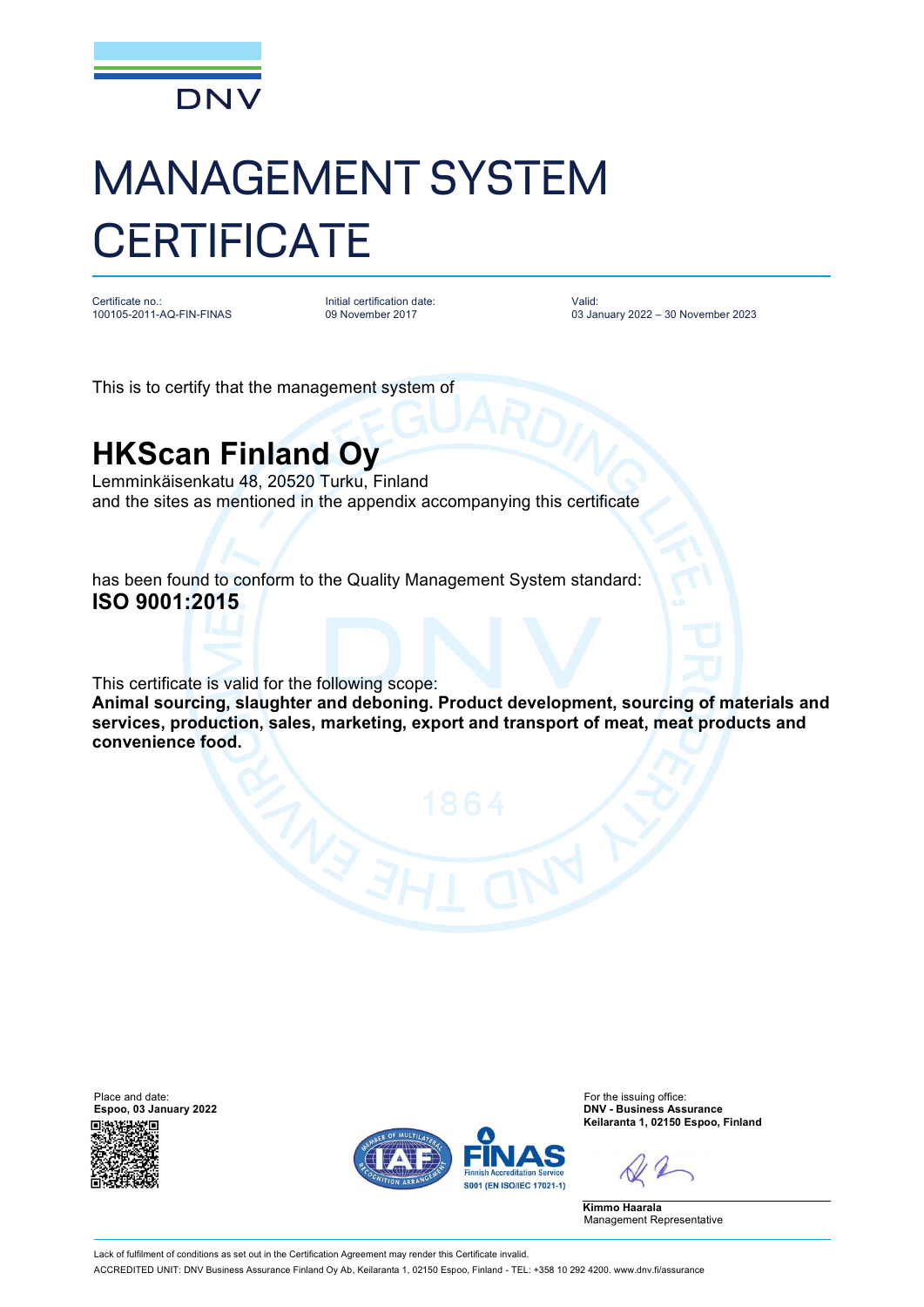DNV

# MANAGEMENT SYSTEM CERTIFICATE

| Certificate no.: | Initial certification date: | Valid: |
|---|---|---|
| 100105-2011-AQ-FIN-FINAS | 09 November 2017 | 03 January 2022 – 30 November 2023 |

This is to certify that the management system of

## HKScan Finland Oy

Lemminkäisenkatu 48, 20520 Turku, Finland
and the sites as mentioned in the appendix accompanying this certificate

has been found to conform to the Quality Management System standard:
**ISO 9001:2015**

This certificate is valid for the following scope:
**Animal sourcing, slaughter and deboning. Product development, sourcing of materials and services, production, sales, marketing, export and transport of meat, meat products and convenience food.**

Place and date:
**Espoo, 03 January 2022**

For the issuing office:
**DNV - Business Assurance**
**Keilaranta 1, 02150 Espoo, Finland**

**Kimmo Haarala**
Management Representative

Lack of fulfilment of conditions as set out in the Certification Agreement may render this Certificate invalid.
ACCREDITED UNIT: DNV Business Assurance Finland Oy Ab, Keilaranta 1, 02150 Espoo, Finland - TEL: +358 10 292 4200. www.dnv.fi/assurance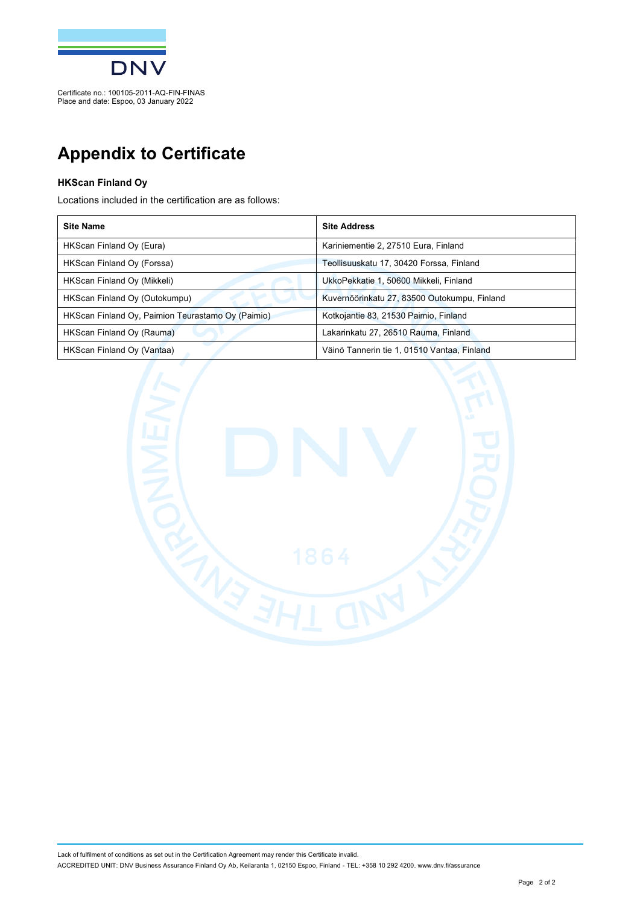Certificate no.: 100105-2011-AQ-FIN-FINAS
Place and date: Espoo, 03 January 2022

# Appendix to Certificate

**HKScan Finland Oy**

Locations included in the certification are as follows:

| Site Name | Site Address |
|---|---|
| HKScan Finland Oy (Eura) | Kariniementie 2, 27510 Eura, Finland |
| HKScan Finland Oy (Forssa) | Teollisuuskatu 17, 30420 Forssa, Finland |
| HKScan Finland Oy (Mikkeli) | UkkoPekkatie 1, 50600 Mikkeli, Finland |
| HKScan Finland Oy (Outokumpu) | Kuvernöörinkatu 27, 83500 Outokumpu, Finland |
| HKScan Finland Oy, Paimion Teurastamo Oy (Paimio) | Kotkojantie 83, 21530 Paimio, Finland |
| HKScan Finland Oy (Rauma) | Lakarinkatu 27, 26510 Rauma, Finland |
| HKScan Finland Oy (Vantaa) | Väinö Tannerin tie 1, 01510 Vantaa, Finland |

Lack of fulfilment of conditions as set out in the Certification Agreement may render this Certificate invalid.

ACCREDITED UNIT: DNV Business Assurance Finland Oy Ab, Keilaranta 1, 02150 Espoo, Finland - TEL: +358 10 292 4200. www.dnv.fi/assurance